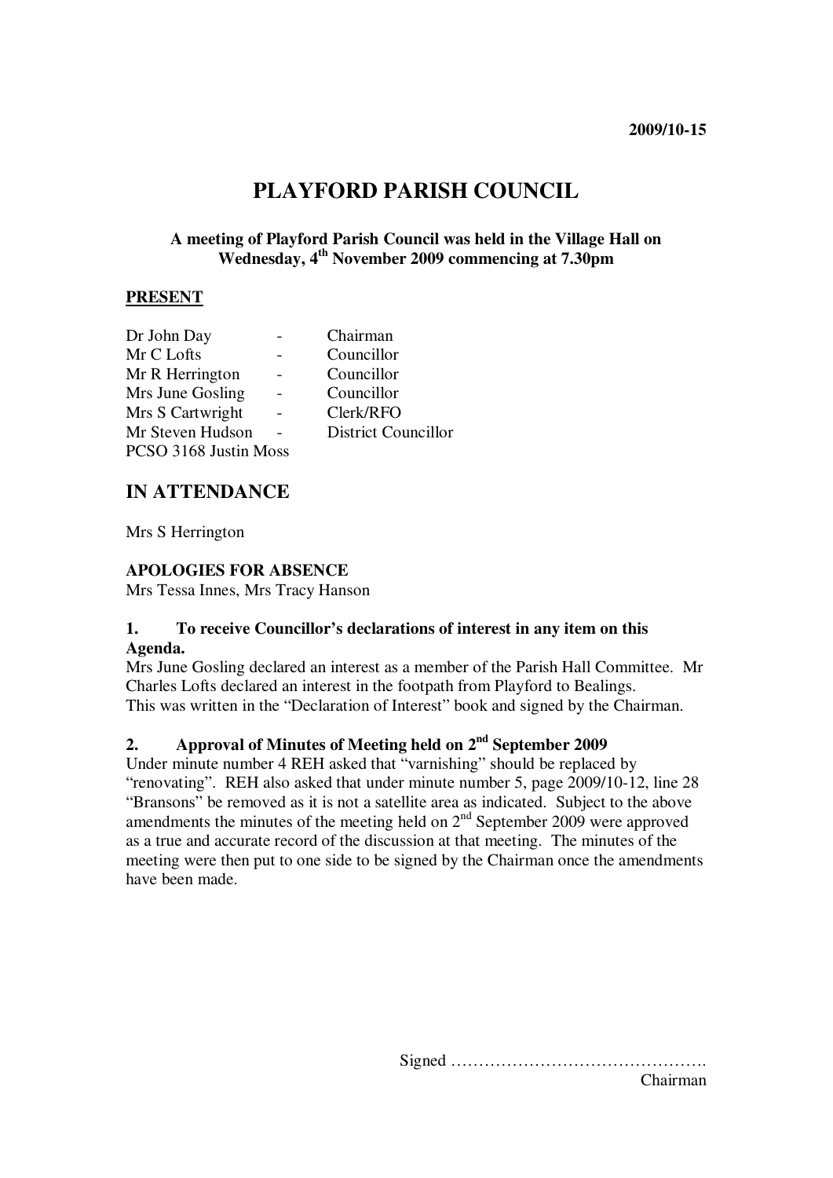2009/10-15

# PLAYFORD PARISH COUNCIL

**A meeting of Playford Parish Council was held in the Village Hall on Wednesday, 4th November 2009 commencing at 7.30pm**

## PRESENT

| | | |
|---|---|---|
| Dr John Day | - | Chairman |
| Mr C Lofts | - | Councillor |
| Mr R Herrington | - | Councillor |
| Mrs June Gosling | - | Councillor |
| Mrs S Cartwright | - | Clerk/RFO |
| Mr Steven Hudson | - | District Councillor |
| PCSO 3168 Justin Moss | | |

## IN ATTENDANCE

Mrs S Herrington

### APOLOGIES FOR ABSENCE

Mrs Tessa Innes, Mrs Tracy Hanson

### 1. To receive Councillor's declarations of interest in any item on this Agenda.

Mrs June Gosling declared an interest as a member of the Parish Hall Committee. Mr Charles Lofts declared an interest in the footpath from Playford to Bealings.
This was written in the "Declaration of Interest" book and signed by the Chairman.

### 2. Approval of Minutes of Meeting held on 2nd September 2009

Under minute number 4 REH asked that "varnishing" should be replaced by "renovating". REH also asked that under minute number 5, page 2009/10-12, line 28 "Bransons" be removed as it is not a satellite area as indicated. Subject to the above amendments the minutes of the meeting held on 2nd September 2009 were approved as a true and accurate record of the discussion at that meeting. The minutes of the meeting were then put to one side to be signed by the Chairman once the amendments have been made.

Signed ……………………………………….
Chairman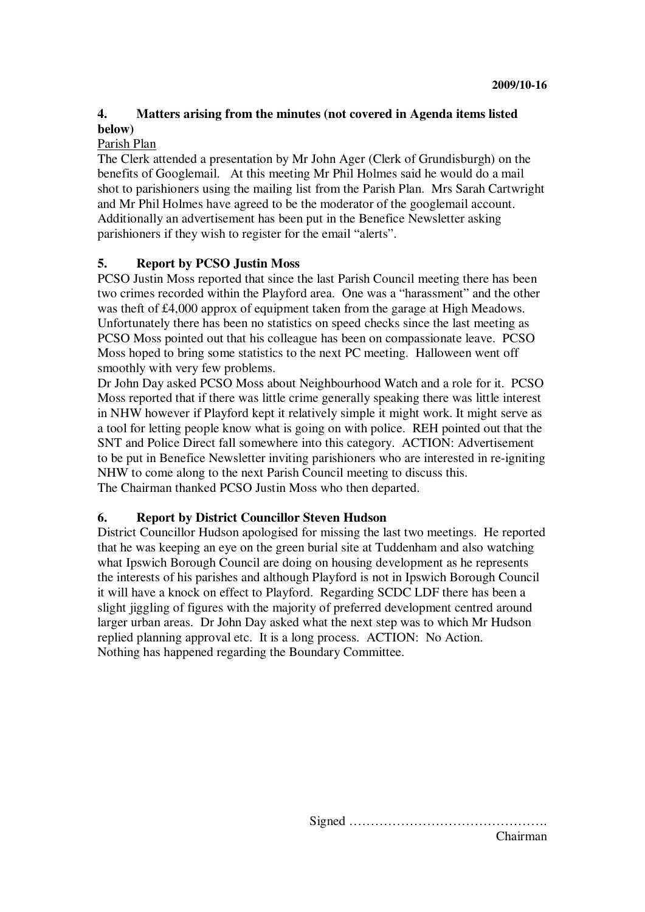2009/10-16

## 4. Matters arising from the minutes (not covered in Agenda items listed below)

Parish Plan

The Clerk attended a presentation by Mr John Ager (Clerk of Grundisburgh) on the benefits of Googlemail. At this meeting Mr Phil Holmes said he would do a mail shot to parishioners using the mailing list from the Parish Plan. Mrs Sarah Cartwright and Mr Phil Holmes have agreed to be the moderator of the googlemail account. Additionally an advertisement has been put in the Benefice Newsletter asking parishioners if they wish to register for the email "alerts".

## 5. Report by PCSO Justin Moss

PCSO Justin Moss reported that since the last Parish Council meeting there has been two crimes recorded within the Playford area. One was a "harassment" and the other was theft of £4,000 approx of equipment taken from the garage at High Meadows. Unfortunately there has been no statistics on speed checks since the last meeting as PCSO Moss pointed out that his colleague has been on compassionate leave. PCSO Moss hoped to bring some statistics to the next PC meeting. Halloween went off smoothly with very few problems.

Dr John Day asked PCSO Moss about Neighbourhood Watch and a role for it. PCSO Moss reported that if there was little crime generally speaking there was little interest in NHW however if Playford kept it relatively simple it might work. It might serve as a tool for letting people know what is going on with police. REH pointed out that the SNT and Police Direct fall somewhere into this category. ACTION: Advertisement to be put in Benefice Newsletter inviting parishioners who are interested in re-igniting NHW to come along to the next Parish Council meeting to discuss this.

The Chairman thanked PCSO Justin Moss who then departed.

## 6. Report by District Councillor Steven Hudson

District Councillor Hudson apologised for missing the last two meetings. He reported that he was keeping an eye on the green burial site at Tuddenham and also watching what Ipswich Borough Council are doing on housing development as he represents the interests of his parishes and although Playford is not in Ipswich Borough Council it will have a knock on effect to Playford. Regarding SCDC LDF there has been a slight jiggling of figures with the majority of preferred development centred around larger urban areas. Dr John Day asked what the next step was to which Mr Hudson replied planning approval etc. It is a long process. ACTION: No Action.

Nothing has happened regarding the Boundary Committee.

Signed ……………………………………….

Chairman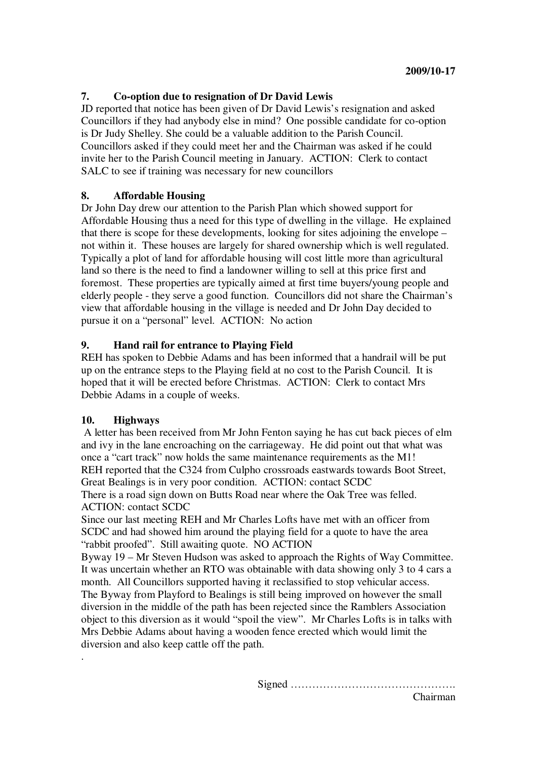**2009/10-17**

## 7. Co-option due to resignation of Dr David Lewis

JD reported that notice has been given of Dr David Lewis's resignation and asked Councillors if they had anybody else in mind? One possible candidate for co-option is Dr Judy Shelley. She could be a valuable addition to the Parish Council. Councillors asked if they could meet her and the Chairman was asked if he could invite her to the Parish Council meeting in January. ACTION: Clerk to contact SALC to see if training was necessary for new councillors

## 8. Affordable Housing

Dr John Day drew our attention to the Parish Plan which showed support for Affordable Housing thus a need for this type of dwelling in the village. He explained that there is scope for these developments, looking for sites adjoining the envelope – not within it. These houses are largely for shared ownership which is well regulated. Typically a plot of land for affordable housing will cost little more than agricultural land so there is the need to find a landowner willing to sell at this price first and foremost. These properties are typically aimed at first time buyers/young people and elderly people - they serve a good function. Councillors did not share the Chairman's view that affordable housing in the village is needed and Dr John Day decided to pursue it on a "personal" level. ACTION: No action

## 9. Hand rail for entrance to Playing Field

REH has spoken to Debbie Adams and has been informed that a handrail will be put up on the entrance steps to the Playing field at no cost to the Parish Council. It is hoped that it will be erected before Christmas. ACTION: Clerk to contact Mrs Debbie Adams in a couple of weeks.

## 10. Highways

A letter has been received from Mr John Fenton saying he has cut back pieces of elm and ivy in the lane encroaching on the carriageway. He did point out that what was once a "cart track" now holds the same maintenance requirements as the M1!
REH reported that the C324 from Culpho crossroads eastwards towards Boot Street, Great Bealings is in very poor condition. ACTION: contact SCDC
There is a road sign down on Butts Road near where the Oak Tree was felled. ACTION: contact SCDC
Since our last meeting REH and Mr Charles Lofts have met with an officer from SCDC and had showed him around the playing field for a quote to have the area "rabbit proofed". Still awaiting quote. NO ACTION
Byway 19 – Mr Steven Hudson was asked to approach the Rights of Way Committee. It was uncertain whether an RTO was obtainable with data showing only 3 to 4 cars a month. All Councillors supported having it reclassified to stop vehicular access.
The Byway from Playford to Bealings is still being improved on however the small diversion in the middle of the path has been rejected since the Ramblers Association object to this diversion as it would "spoil the view". Mr Charles Lofts is in talks with Mrs Debbie Adams about having a wooden fence erected which would limit the diversion and also keep cattle off the path.

.

Signed ……………………………………….
Chairman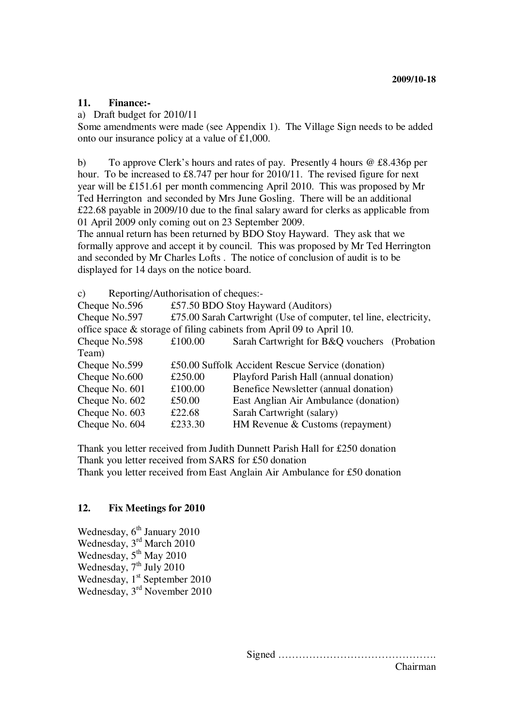**2009/10-18**

## 11. Finance:-

a) Draft budget for 2010/11

Some amendments were made (see Appendix 1). The Village Sign needs to be added onto our insurance policy at a value of £1,000.

b) To approve Clerk's hours and rates of pay. Presently 4 hours @ £8.436p per hour. To be increased to £8.747 per hour for 2010/11. The revised figure for next year will be £151.61 per month commencing April 2010. This was proposed by Mr Ted Herrington and seconded by Mrs June Gosling. There will be an additional £22.68 payable in 2009/10 due to the final salary award for clerks as applicable from 01 April 2009 only coming out on 23 September 2009.

The annual return has been returned by BDO Stoy Hayward. They ask that we formally approve and accept it by council. This was proposed by Mr Ted Herrington and seconded by Mr Charles Lofts . The notice of conclusion of audit is to be displayed for 14 days on the notice board.

c) Reporting/Authorisation of cheques:-

| | | |
|---|---|---|
| Cheque No.596 | £57.50 | BDO Stoy Hayward (Auditors) |
| Cheque No.597 | £75.00 | Sarah Cartwright (Use of computer, tel line, electricity, office space & storage of filing cabinets from April 09 to April 10. |
| Cheque No.598 | £100.00 | Sarah Cartwright for B&Q vouchers (Probation Team) |
| Cheque No.599 | £50.00 | Suffolk Accident Rescue Service (donation) |
| Cheque No.600 | £250.00 | Playford Parish Hall (annual donation) |
| Cheque No. 601 | £100.00 | Benefice Newsletter (annual donation) |
| Cheque No. 602 | £50.00 | East Anglian Air Ambulance (donation) |
| Cheque No. 603 | £22.68 | Sarah Cartwright (salary) |
| Cheque No. 604 | £233.30 | HM Revenue & Customs (repayment) |

Thank you letter received from Judith Dunnett Parish Hall for £250 donation
Thank you letter received from SARS for £50 donation
Thank you letter received from East Anglain Air Ambulance for £50 donation

## 12. Fix Meetings for 2010

Wednesday, 6th January 2010
Wednesday, 3rd March 2010
Wednesday, 5th May 2010
Wednesday, 7th July 2010
Wednesday, 1st September 2010
Wednesday, 3rd November 2010

Signed ……………………………………….
Chairman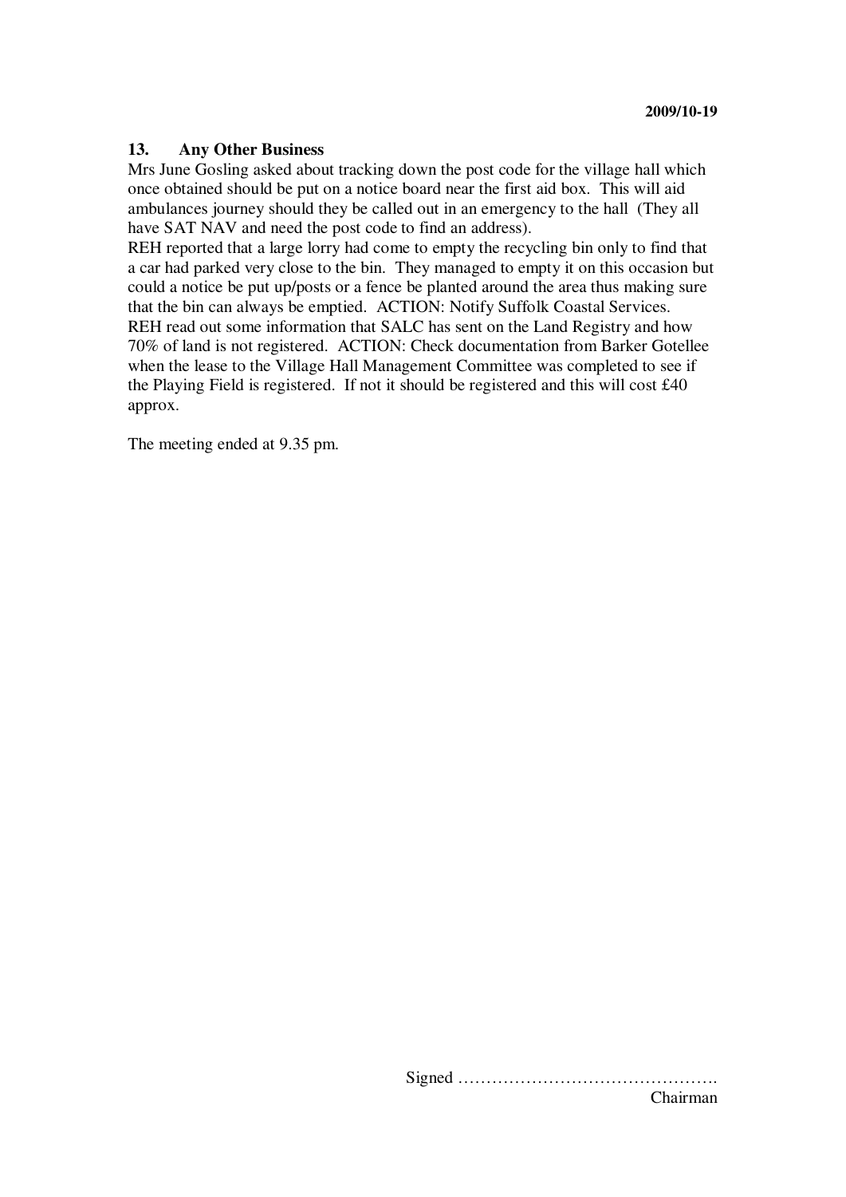## 13. Any Other Business

Mrs June Gosling asked about tracking down the post code for the village hall which once obtained should be put on a notice board near the first aid box. This will aid ambulances journey should they be called out in an emergency to the hall (They all have SAT NAV and need the post code to find an address).

REH reported that a large lorry had come to empty the recycling bin only to find that a car had parked very close to the bin. They managed to empty it on this occasion but could a notice be put up/posts or a fence be planted around the area thus making sure that the bin can always be emptied. ACTION: Notify Suffolk Coastal Services.

REH read out some information that SALC has sent on the Land Registry and how 70% of land is not registered. ACTION: Check documentation from Barker Gotellee when the lease to the Village Hall Management Committee was completed to see if the Playing Field is registered. If not it should be registered and this will cost £40 approx.

The meeting ended at 9.35 pm.

Signed ……………………………………….
Chairman